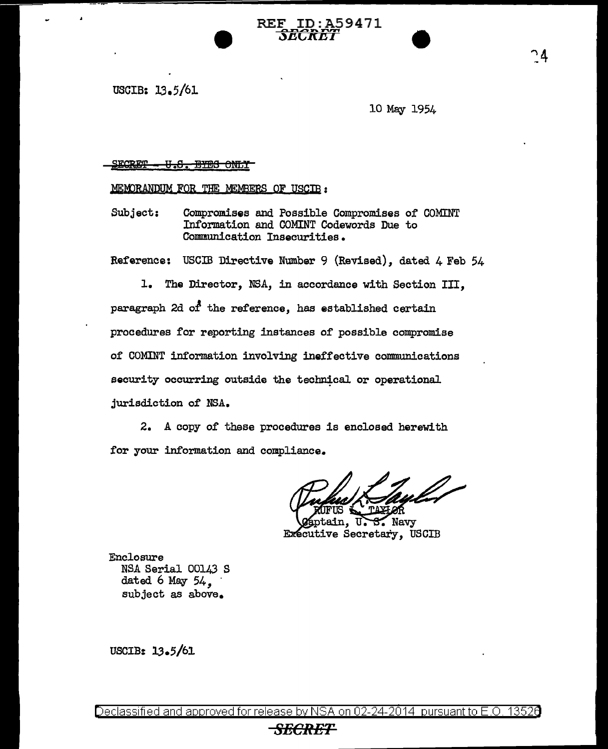REF ID:A59471
SECRET

USCIB: 13.5/61

10 May 1954

~~SECRET - U.S. EYES ONLY~~

MEMORANDUM FOR THE MEMBERS OF USCIB:

Subject: Compromises and Possible Compromises of COMINT Information and COMINT Codewords Due to Communication Insecurities.

Reference: USCIB Directive Number 9 (Revised), dated 4 Feb 54

1. The Director, NSA, in accordance with Section III, paragraph 2d of the reference, has established certain procedures for reporting instances of possible compromise of COMINT information involving ineffective communications security occurring outside the technical or operational jurisdiction of NSA.

2. A copy of these procedures is enclosed herewith for your information and compliance.

RUFUS L. TAYLOR
Captain, U. S. Navy
Executive Secretary, USCIB

Enclosure
NSA Serial 00143 S
dated 6 May 54,
subject as above.

USCIB: 13.5/61

Declassified and approved for release by NSA on 02-24-2014 pursuant to E.O. 13526

SECRET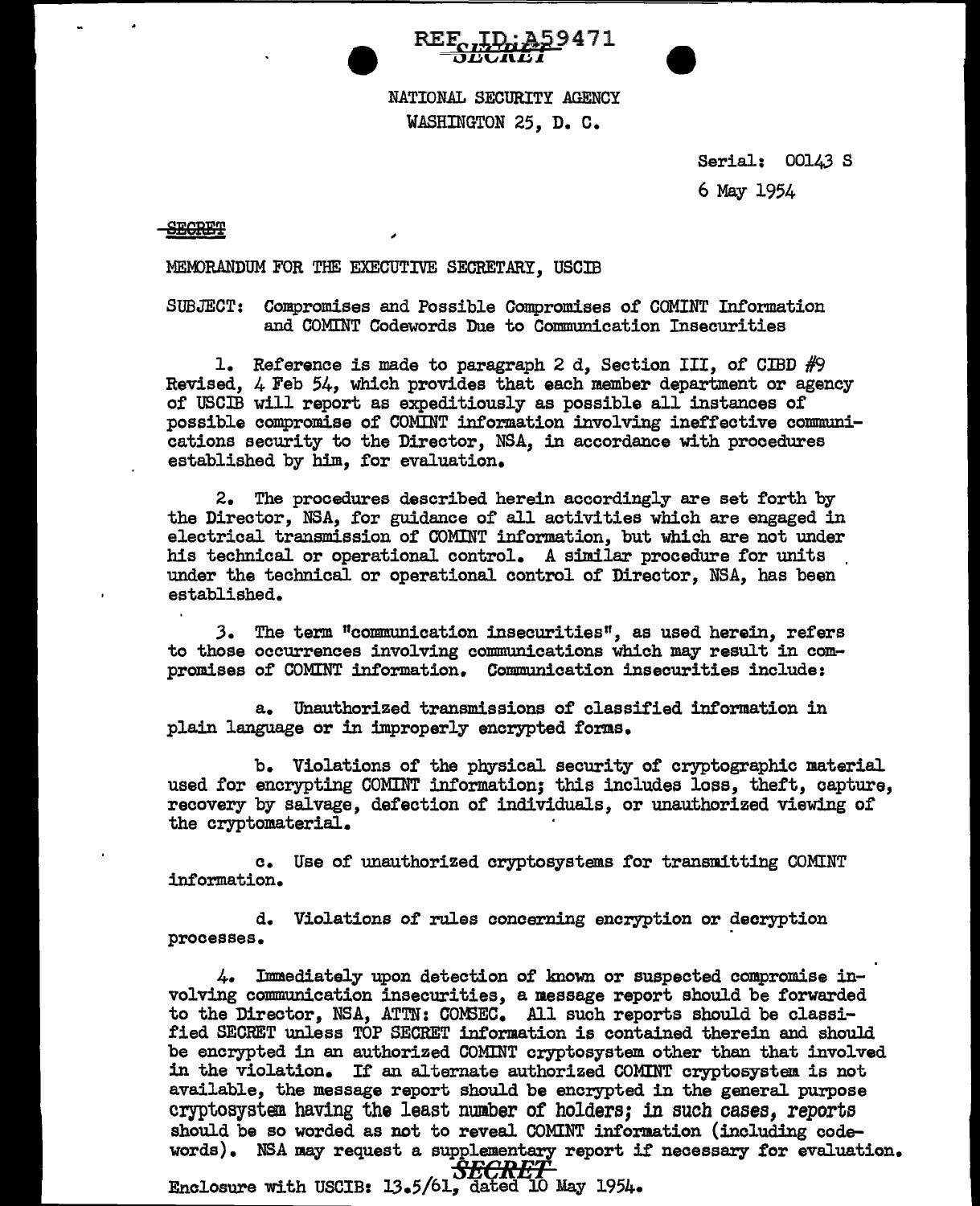NATIONAL SECURITY AGENCY
WASHINGTON 25, D. C.

Serial: 00143 S
6 May 1954

SECRET

MEMORANDUM FOR THE EXECUTIVE SECRETARY, USCIB

SUBJECT: Compromises and Possible Compromises of COMINT Information and COMINT Codewords Due to Communication Insecurities

1. Reference is made to paragraph 2 d, Section III, of CIBD #9 Revised, 4 Feb 54, which provides that each member department or agency of USCIB will report as expeditiously as possible all instances of possible compromise of COMINT information involving ineffective communications security to the Director, NSA, in accordance with procedures established by him, for evaluation.

2. The procedures described herein accordingly are set forth by the Director, NSA, for guidance of all activities which are engaged in electrical transmission of COMINT information, but which are not under his technical or operational control. A similar procedure for units under the technical or operational control of Director, NSA, has been established.

3. The term "communication insecurities", as used herein, refers to those occurrences involving communications which may result in compromises of COMINT information. Communication insecurities include:

a. Unauthorized transmissions of classified information in plain language or in improperly encrypted forms.

b. Violations of the physical security of cryptographic material used for encrypting COMINT information; this includes loss, theft, capture, recovery by salvage, defection of individuals, or unauthorized viewing of the cryptomaterial.

c. Use of unauthorized cryptosystems for transmitting COMINT information.

d. Violations of rules concerning encryption or decryption processes.

4. Immediately upon detection of known or suspected compromise involving communication insecurities, a message report should be forwarded to the Director, NSA, ATTN: COMSEC. All such reports should be classified SECRET unless TOP SECRET information is contained therein and should be encrypted in an authorized COMINT cryptosystem other than that involved in the violation. If an alternate authorized COMINT cryptosystem is not available, the message report should be encrypted in the general purpose cryptosystem having the least number of holders; in such cases, reports should be so worded as not to reveal COMINT information (including codewords). NSA may request a supplementary report if necessary for evaluation.

SECRET

Enclosure with USCIB: 13.5/61, dated 10 May 1954.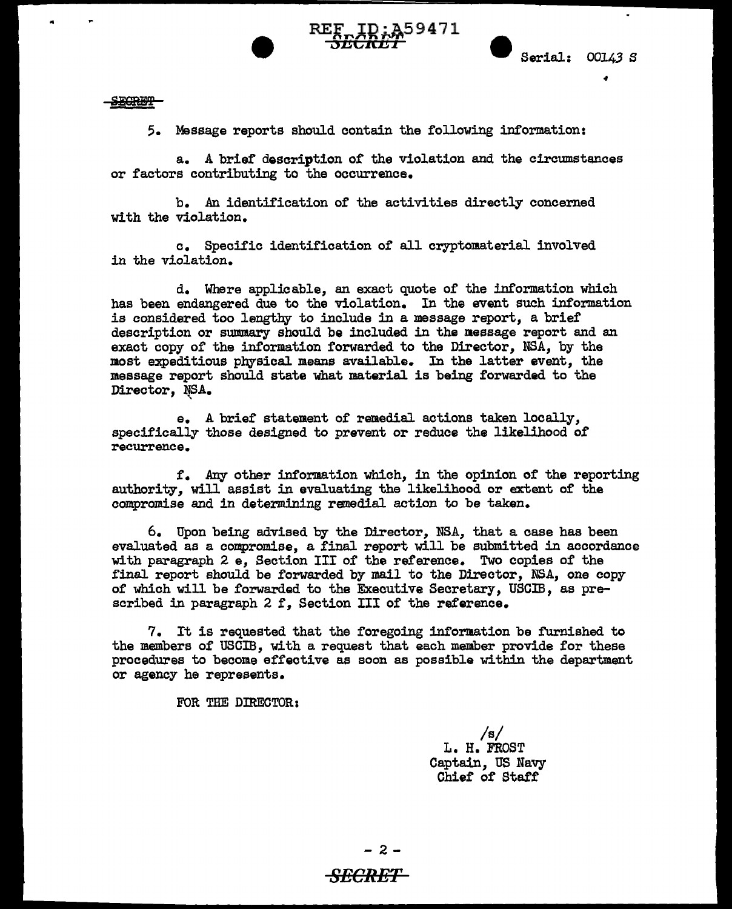SECRET

Serial: 00143 S

5. Message reports should contain the following information:

a. A brief description of the violation and the circumstances or factors contributing to the occurrence.

b. An identification of the activities directly concerned with the violation.

c. Specific identification of all cryptomaterial involved in the violation.

d. Where applicable, an exact quote of the information which has been endangered due to the violation. In the event such information is considered too lengthy to include in a message report, a brief description or summary should be included in the message report and an exact copy of the information forwarded to the Director, NSA, by the most expeditious physical means available. In the latter event, the message report should state what material is being forwarded to the Director, NSA.

e. A brief statement of remedial actions taken locally, specifically those designed to prevent or reduce the likelihood of recurrence.

f. Any other information which, in the opinion of the reporting authority, will assist in evaluating the likelihood or extent of the compromise and in determining remedial action to be taken.

6. Upon being advised by the Director, NSA, that a case has been evaluated as a compromise, a final report will be submitted in accordance with paragraph 2 e, Section III of the reference. Two copies of the final report should be forwarded by mail to the Director, NSA, one copy of which will be forwarded to the Executive Secretary, USCIB, as prescribed in paragraph 2 f, Section III of the reference.

7. It is requested that the foregoing information be furnished to the members of USCIB, with a request that each member provide for these procedures to become effective as soon as possible within the department or agency he represents.

FOR THE DIRECTOR:

/s/
L. H. FROST
Captain, US Navy
Chief of Staff

SECRET